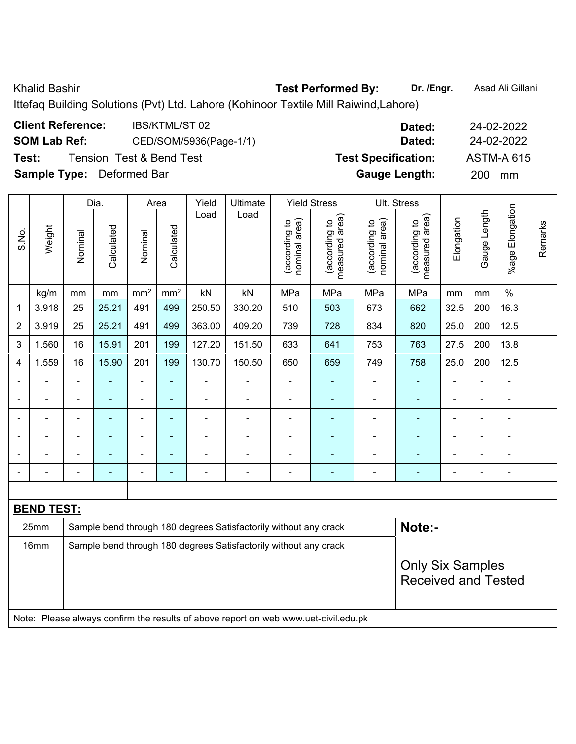Khalid Bashir **Test Performed By:** **Dr. /Engr.** Asad Ali Gillani

Ittefaq Building Solutions (Pvt) Ltd. Lahore (Kohinoor Textile Mill Raiwind,Lahore)

**Client Reference:** IBS/KTML/ST 02 **Dated:** 24-02-2022

**SOM Lab Ref:** CED/SOM/5936(Page-1/1) **Dated:** 24-02-2022

**Test:** Tension Test & Bend Test **Test Specification:** ASTM-A 615

**Sample Type:** Deformed Bar **Gauge Length:** 200 mm

| S.No. | Weight | Dia. | | Area | | Yield Load | Ultimate Load | Yield Stress | | Ult. Stress | | Elongation | Gauge Length | %age Elongation | Remarks |
|---|---|---|---|---|---|---|---|---|---|---|---|---|---|---|---|
| | | Nominal | Calculated | Nominal | Calculated | | | (according to nominal area) | (according to measured area) | (according to nominal area) | (according to measured area) | | | | |
| | kg/m | mm | mm | mm² | mm² | kN | kN | MPa | MPa | MPa | MPa | mm | mm | % | |
| 1 | 3.918 | 25 | 25.21 | 491 | 499 | 250.50 | 330.20 | 510 | 503 | 673 | 662 | 32.5 | 200 | 16.3 | |
| 2 | 3.919 | 25 | 25.21 | 491 | 499 | 363.00 | 409.20 | 739 | 728 | 834 | 820 | 25.0 | 200 | 12.5 | |
| 3 | 1.560 | 16 | 15.91 | 201 | 199 | 127.20 | 151.50 | 633 | 641 | 753 | 763 | 27.5 | 200 | 13.8 | |
| 4 | 1.559 | 16 | 15.90 | 201 | 199 | 130.70 | 150.50 | 650 | 659 | 749 | 758 | 25.0 | 200 | 12.5 | |
| - | - | - | - | - | - | - | - | - | - | - | - | - | - | - | |
| - | - | - | - | - | - | - | - | - | - | - | - | - | - | - | |
| - | - | - | - | - | - | - | - | - | - | - | - | - | - | - | |
| - | - | - | - | - | - | - | - | - | - | - | - | - | - | - | |
| - | - | - | - | - | - | - | - | - | - | - | - | - | - | - | |
| - | - | - | - | - | - | - | - | - | - | - | - | - | - | - | |

**BEND TEST:**

| Size | Result |
|---|---|
| 25mm | Sample bend through 180 degrees Satisfactorily without any crack |
| 16mm | Sample bend through 180 degrees Satisfactorily without any crack |

**Note:-**

Only Six Samples Received and Tested

Note: Please always confirm the results of above report on web www.uet-civil.edu.pk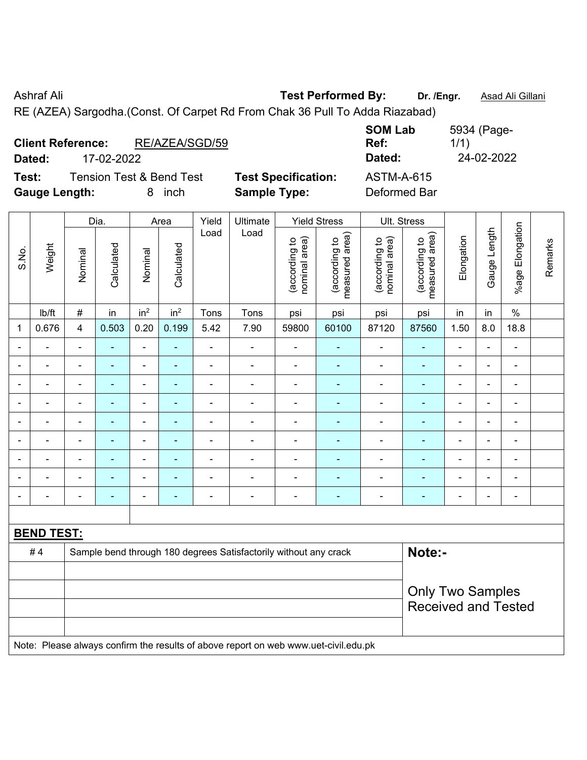Ashraf Ali **Test Performed By:** **Dr. /Engr.** Asad Ali Gillani

RE (AZEA) Sargodha.(Const. Of Carpet Rd From Chak 36 Pull To Adda Riazabad)

**Client Reference:** RE/AZEA/SGD/59 **SOM Lab Ref:** 5934 (Page-1/1)

**Dated:** 17-02-2022 **Dated:** 24-02-2022

**Test:** Tension Test & Bend Test **Test Specification:** ASTM-A-615

**Gauge Length:** 8 inch **Sample Type:** Deformed Bar

| S.No. | Weight | Dia. | | Area | | Yield Load | Ultimate Load | Yield Stress | | Ult. Stress | | Elongation | Gauge Length | %age Elongation | Remarks |
|---|---|---|---|---|---|---|---|---|---|---|---|---|---|---|---|
| | | Nominal | Calculated | Nominal | Calculated | | | (according to nominal area) | (according to measured area) | (according to nominal area) | (according to measured area) | | | | |
| | lb/ft | # | in | in$^2$ | in$^2$ | Tons | Tons | psi | psi | psi | psi | in | in | % | |
| 1 | 0.676 | 4 | 0.503 | 0.20 | 0.199 | 5.42 | 7.90 | 59800 | 60100 | 87120 | 87560 | 1.50 | 8.0 | 18.8 | |
| - | - | - | - | - | - | - | - | - | - | - | - | - | - | - | |
| - | - | - | - | - | - | - | - | - | - | - | - | - | - | - | |
| - | - | - | - | - | - | - | - | - | - | - | - | - | - | - | |
| - | - | - | - | - | - | - | - | - | - | - | - | - | - | - | |
| - | - | - | - | - | - | - | - | - | - | - | - | - | - | - | |
| - | - | - | - | - | - | - | - | - | - | - | - | - | - | - | |
| - | - | - | - | - | - | - | - | - | - | - | - | - | - | - | |
| - | - | - | - | - | - | - | - | - | - | - | - | - | - | - | |
| - | - | - | - | - | - | - | - | - | - | - | - | - | - | - | |

**BEND TEST:**

| | | |
|---|---|---|
| # 4 | Sample bend through 180 degrees Satisfactorily without any crack | **Note:-** |
| | | Only Two Samples Received and Tested |

Note: Please always confirm the results of above report on web www.uet-civil.edu.pk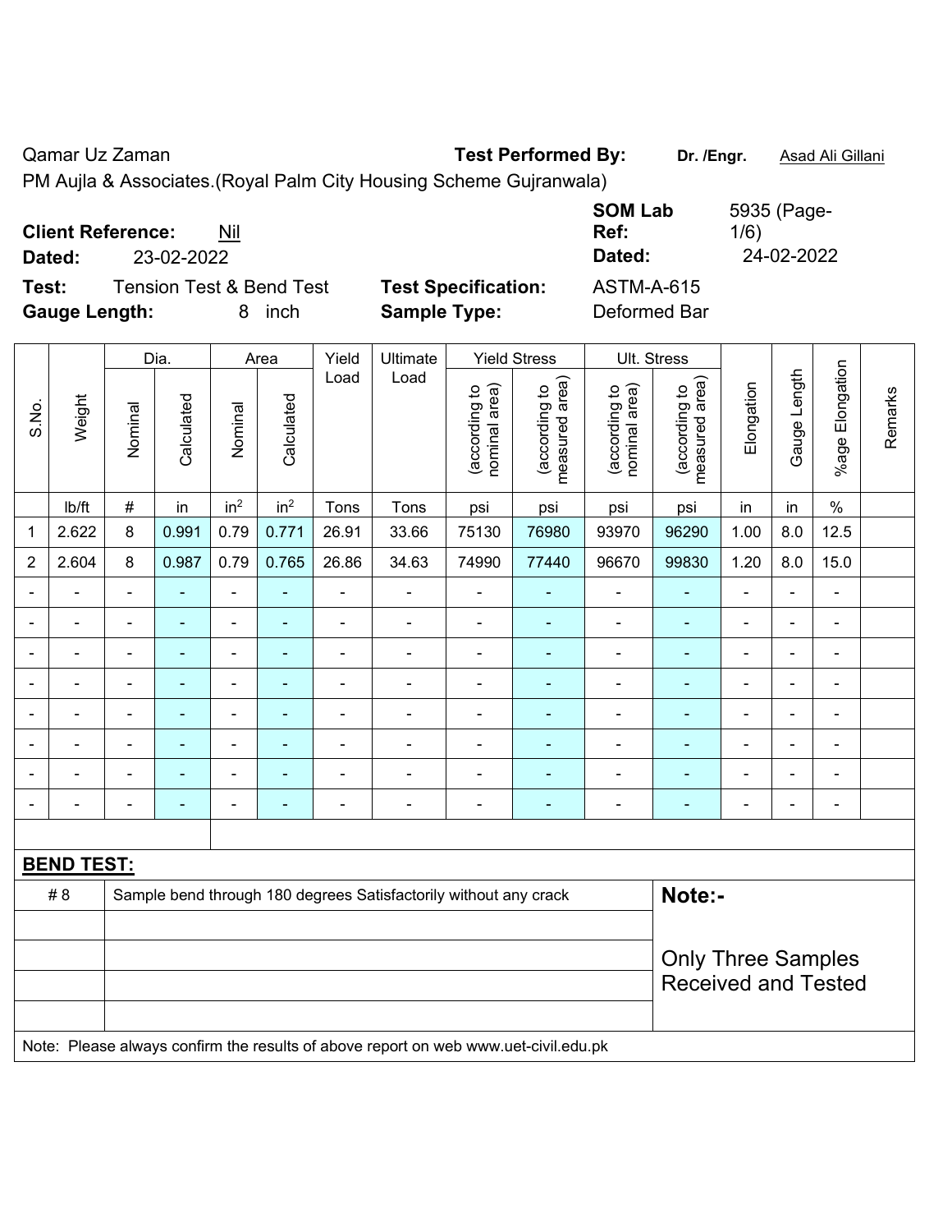Qamar Uz Zaman **Test Performed By:** **Dr. /Engr.** Asad Ali Gillani

PM Aujla & Associates.(Royal Palm City Housing Scheme Gujranwala)

**Client Reference:** Nil **SOM Lab Ref:** 5935 (Page-1/6)

**Dated:** 23-02-2022 **Dated:** 24-02-2022

**Test:** Tension Test & Bend Test **Test Specification:** ASTM-A-615

**Gauge Length:** 8 inch **Sample Type:** Deformed Bar

| S.No. | Weight | Dia. | | Area | | Yield Load | Ultimate Load | Yield Stress | | Ult. Stress | | Elongation | Gauge Length | %age Elongation | Remarks |
|---|---|---|---|---|---|---|---|---|---|---|---|---|---|---|---|
| | | Nominal | Calculated | Nominal | Calculated | | | (according to nominal area) | (according to measured area) | (according to nominal area) | (according to measured area) | | | | |
| | lb/ft | # | in | in² | in² | Tons | Tons | psi | psi | psi | psi | in | in | % | |
| 1 | 2.622 | 8 | 0.991 | 0.79 | 0.771 | 26.91 | 33.66 | 75130 | 76980 | 93970 | 96290 | 1.00 | 8.0 | 12.5 | |
| 2 | 2.604 | 8 | 0.987 | 0.79 | 0.765 | 26.86 | 34.63 | 74990 | 77440 | 96670 | 99830 | 1.20 | 8.0 | 15.0 | |
| - | - | - | - | - | - | - | - | - | - | - | - | - | - | - | |
| - | - | - | - | - | - | - | - | - | - | - | - | - | - | - | |
| - | - | - | - | - | - | - | - | - | - | - | - | - | - | - | |
| - | - | - | - | - | - | - | - | - | - | - | - | - | - | - | |
| - | - | - | - | - | - | - | - | - | - | - | - | - | - | - | |
| - | - | - | - | - | - | - | - | - | - | - | - | - | - | - | |
| - | - | - | - | - | - | - | - | - | - | - | - | - | - | - | |
| - | - | - | - | - | - | - | - | - | - | - | - | - | - | - | |

**BEND TEST:**

| | | |
|---|---|---|
| # 8 | Sample bend through 180 degrees Satisfactorily without any crack | **Note:-** |
| | | Only Three Samples Received and Tested |

Note: Please always confirm the results of above report on web www.uet-civil.edu.pk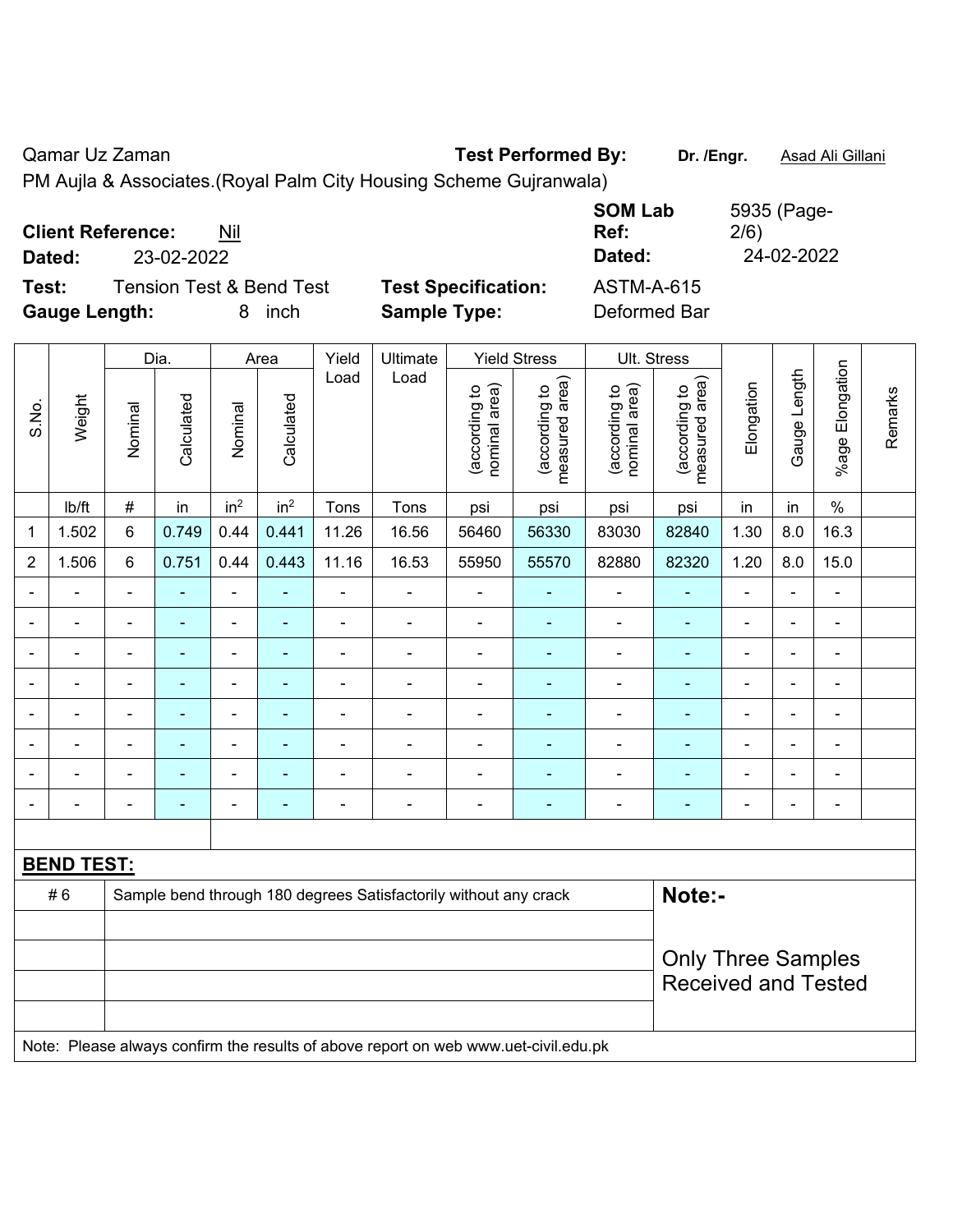Qamar Uz Zaman **Test Performed By:** **Dr. /Engr.** Asad Ali Gillani

PM Aujla & Associates.(Royal Palm City Housing Scheme Gujranwala)

**Client Reference:** Nil **SOM Lab Ref:** 5935 (Page-2/6)

**Dated:** 23-02-2022 **Dated:** 24-02-2022

**Test:** Tension Test & Bend Test **Test Specification:** ASTM-A-615

**Gauge Length:** 8 inch **Sample Type:** Deformed Bar

| S.No. | Weight | Dia. | | Area | | Yield Load | Ultimate Load | Yield Stress | | Ult. Stress | | Elongation | Gauge Length | %age Elongation | Remarks |
|---|---|---|---|---|---|---|---|---|---|---|---|---|---|---|---|
| | | Nominal | Calculated | Nominal | Calculated | | | (according to nominal area) | (according to measured area) | (according to nominal area) | (according to measured area) | | | | |
| | lb/ft | # | in | $in^2$ | $in^2$ | Tons | Tons | psi | psi | psi | psi | in | in | % | |
| 1 | 1.502 | 6 | 0.749 | 0.44 | 0.441 | 11.26 | 16.56 | 56460 | 56330 | 83030 | 82840 | 1.30 | 8.0 | 16.3 | |
| 2 | 1.506 | 6 | 0.751 | 0.44 | 0.443 | 11.16 | 16.53 | 55950 | 55570 | 82880 | 82320 | 1.20 | 8.0 | 15.0 | |
| - | - | - | - | - | - | - | - | - | - | - | - | - | - | - | |
| - | - | - | - | - | - | - | - | - | - | - | - | - | - | - | |
| - | - | - | - | - | - | - | - | - | - | - | - | - | - | - | |
| - | - | - | - | - | - | - | - | - | - | - | - | - | - | - | |
| - | - | - | - | - | - | - | - | - | - | - | - | - | - | - | |
| - | - | - | - | - | - | - | - | - | - | - | - | - | - | - | |
| - | - | - | - | - | - | - | - | - | - | - | - | - | - | - | |
| - | - | - | - | - | - | - | - | - | - | - | - | - | - | - | |

**BEND TEST:**

| | | |
|---|---|---|
| # 6 | Sample bend through 180 degrees Satisfactorily without any crack | **Note:-** |
| | | Only Three Samples Received and Tested |

Note: Please always confirm the results of above report on web www.uet-civil.edu.pk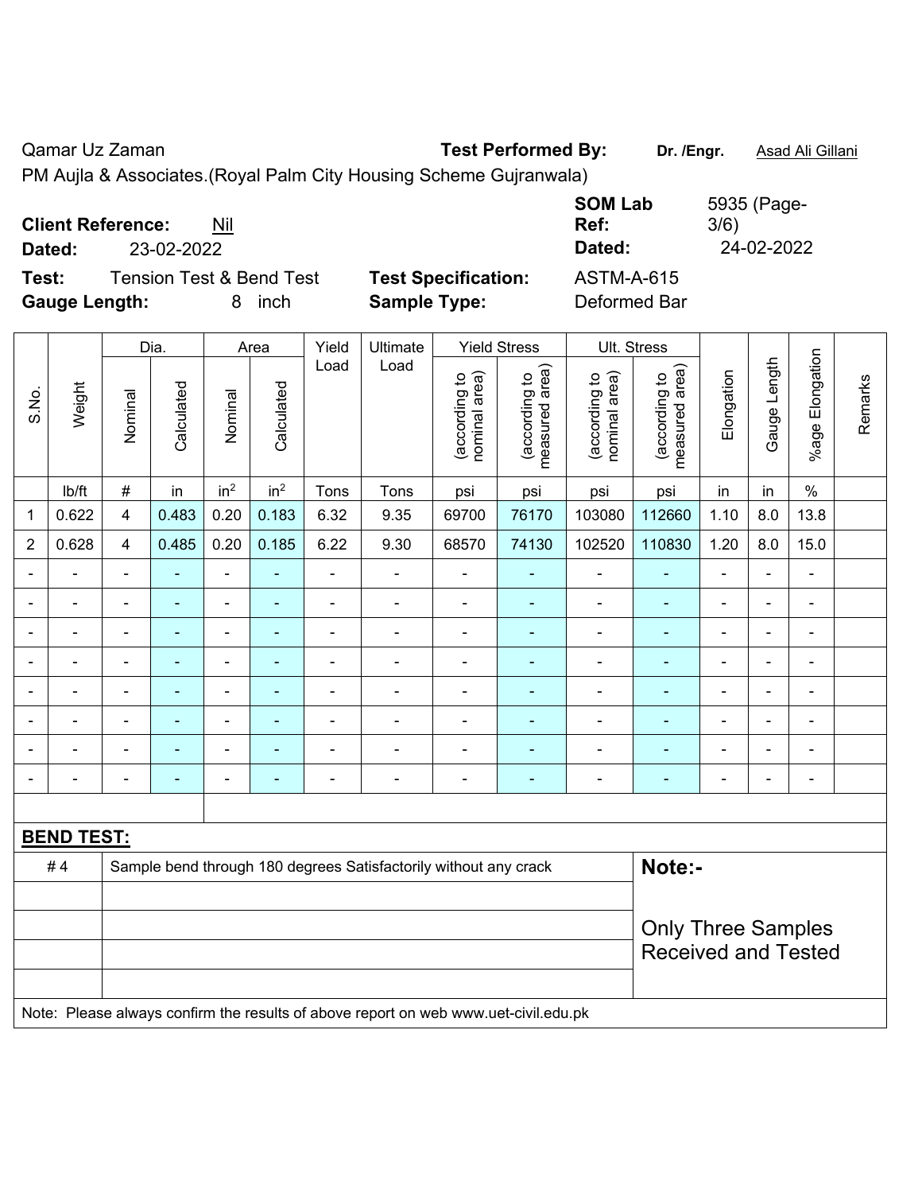Qamar Uz Zaman **Test Performed By:** **Dr. /Engr.** Asad Ali Gillani

PM Aujla & Associates.(Royal Palm City Housing Scheme Gujranwala)

**Client Reference:** Nil **SOM Lab Ref:** 5935 (Page-3/6)

**Dated:** 23-02-2022 **Dated:** 24-02-2022

**Test:** Tension Test & Bend Test **Test Specification:** ASTM-A-615

**Gauge Length:** 8 inch **Sample Type:** Deformed Bar

| S.No. | Weight | Dia. | | Area | | Yield Load | Ultimate Load | Yield Stress | | Ult. Stress | | Elongation | Gauge Length | %age Elongation | Remarks |
|---|---|---|---|---|---|---|---|---|---|---|---|---|---|---|---|
| | | Nominal | Calculated | Nominal | Calculated | | | (according to nominal area) | (according to measured area) | (according to nominal area) | (according to measured area) | | | | |
| | lb/ft | # | in | in$^2$ | in$^2$ | Tons | Tons | psi | psi | psi | psi | in | in | % | |
| 1 | 0.622 | 4 | 0.483 | 0.20 | 0.183 | 6.32 | 9.35 | 69700 | 76170 | 103080 | 112660 | 1.10 | 8.0 | 13.8 | |
| 2 | 0.628 | 4 | 0.485 | 0.20 | 0.185 | 6.22 | 9.30 | 68570 | 74130 | 102520 | 110830 | 1.20 | 8.0 | 15.0 | |
| - | - | - | - | - | - | - | - | - | - | - | - | - | - | - | |
| - | - | - | - | - | - | - | - | - | - | - | - | - | - | - | |
| - | - | - | - | - | - | - | - | - | - | - | - | - | - | - | |
| - | - | - | - | - | - | - | - | - | - | - | - | - | - | - | |
| - | - | - | - | - | - | - | - | - | - | - | - | - | - | - | |
| - | - | - | - | - | - | - | - | - | - | - | - | - | - | - | |
| - | - | - | - | - | - | - | - | - | - | - | - | - | - | - | |
| - | - | - | - | - | - | - | - | - | - | - | - | - | - | - | |

**BEND TEST:**

| | | |
|---|---|---|
| # 4 | Sample bend through 180 degrees Satisfactorily without any crack | **Note:-** |
| | | Only Three Samples Received and Tested |

Note: Please always confirm the results of above report on web www.uet-civil.edu.pk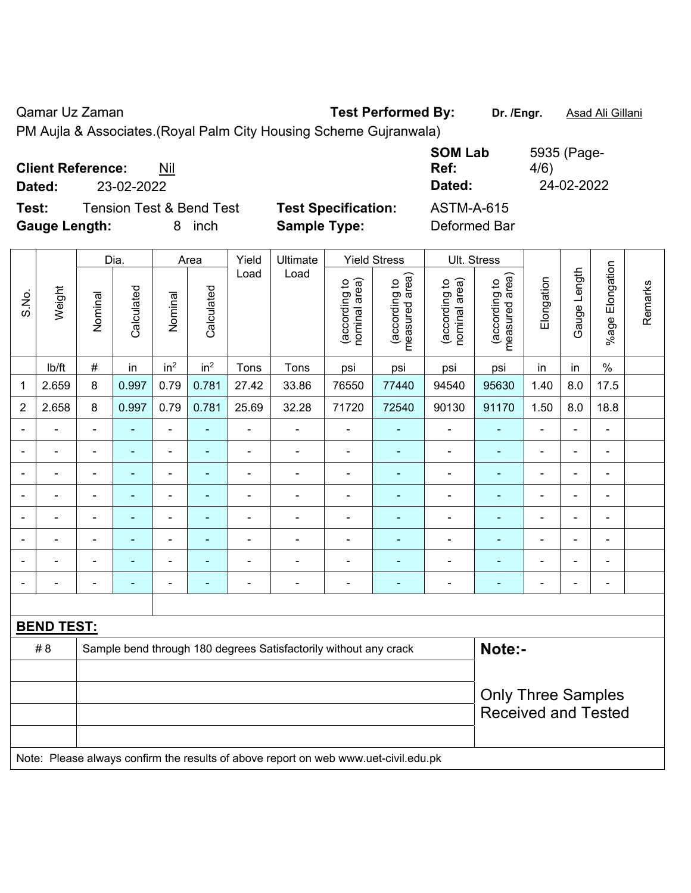Qamar Uz Zaman **Test Performed By:** **Dr. /Engr.** Asad Ali Gillani

PM Aujla & Associates.(Royal Palm City Housing Scheme Gujranwala)

**Client Reference:** Nil **SOM Lab Ref:** 5935 (Page-4/6)

**Dated:** 23-02-2022 **Dated:** 24-02-2022

**Test:** Tension Test & Bend Test **Test Specification:** ASTM-A-615

**Gauge Length:** 8 inch **Sample Type:** Deformed Bar

| S.No. | Weight | Dia. | | Area | | Yield Load | Ultimate Load | Yield Stress | | Ult. Stress | | Elongation | Gauge Length | %age Elongation | Remarks |
|---|---|---|---|---|---|---|---|---|---|---|---|---|---|---|---|
| | | Nominal | Calculated | Nominal | Calculated | | | (according to nominal area) | (according to measured area) | (according to nominal area) | (according to measured area) | | | | |
| | lb/ft | # | in | in² | in² | Tons | Tons | psi | psi | psi | psi | in | in | % | |
| 1 | 2.659 | 8 | 0.997 | 0.79 | 0.781 | 27.42 | 33.86 | 76550 | 77440 | 94540 | 95630 | 1.40 | 8.0 | 17.5 | |
| 2 | 2.658 | 8 | 0.997 | 0.79 | 0.781 | 25.69 | 32.28 | 71720 | 72540 | 90130 | 91170 | 1.50 | 8.0 | 18.8 | |
| - | - | - | - | - | - | - | - | - | - | - | - | - | - | - | |
| - | - | - | - | - | - | - | - | - | - | - | - | - | - | - | |
| - | - | - | - | - | - | - | - | - | - | - | - | - | - | - | |
| - | - | - | - | - | - | - | - | - | - | - | - | - | - | - | |
| - | - | - | - | - | - | - | - | - | - | - | - | - | - | - | |
| - | - | - | - | - | - | - | - | - | - | - | - | - | - | - | |
| - | - | - | - | - | - | - | - | - | - | - | - | - | - | - | |
| - | - | - | - | - | - | - | - | - | - | - | - | - | - | - | |

**BEND TEST:**

| # 8 | Sample bend through 180 degrees Satisfactorily without any crack |
|---|---|

**Note:-**

Only Three Samples Received and Tested

Note: Please always confirm the results of above report on web www.uet-civil.edu.pk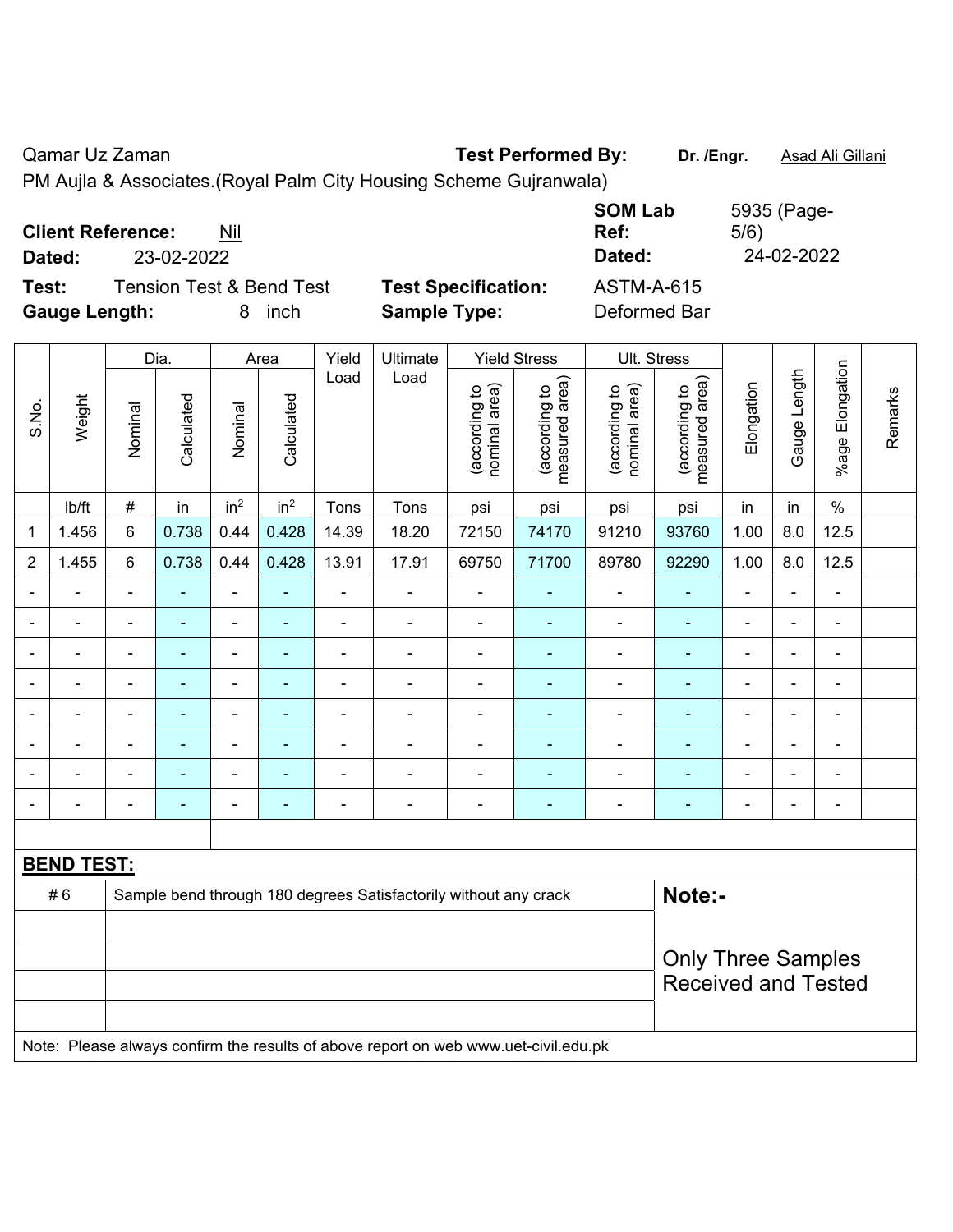Qamar Uz Zaman **Test Performed By:** **Dr. /Engr.** Asad Ali Gillani

PM Aujla & Associates.(Royal Palm City Housing Scheme Gujranwala)

**Client Reference:** Nil **SOM Lab Ref:** 5935 (Page-5/6)

**Dated:** 23-02-2022 **Dated:** 24-02-2022

**Test:** Tension Test & Bend Test **Test Specification:** ASTM-A-615

**Gauge Length:** 8 inch **Sample Type:** Deformed Bar

| S.No. | Weight | Dia. | | Area | | Yield Load | Ultimate Load | Yield Stress | | Ult. Stress | | Elongation | Gauge Length | %age Elongation | Remarks |
|---|---|---|---|---|---|---|---|---|---|---|---|---|---|---|---|
| | | Nominal | Calculated | Nominal | Calculated | | | (according to nominal area) | (according to measured area) | (according to nominal area) | (according to measured area) | | | | |
| | lb/ft | # | in | in$^2$ | in$^2$ | Tons | Tons | psi | psi | psi | psi | in | in | % | |
| 1 | 1.456 | 6 | 0.738 | 0.44 | 0.428 | 14.39 | 18.20 | 72150 | 74170 | 91210 | 93760 | 1.00 | 8.0 | 12.5 | |
| 2 | 1.455 | 6 | 0.738 | 0.44 | 0.428 | 13.91 | 17.91 | 69750 | 71700 | 89780 | 92290 | 1.00 | 8.0 | 12.5 | |
| - | - | - | - | - | - | - | - | - | - | - | - | - | - | - | |
| - | - | - | - | - | - | - | - | - | - | - | - | - | - | - | |
| - | - | - | - | - | - | - | - | - | - | - | - | - | - | - | |
| - | - | - | - | - | - | - | - | - | - | - | - | - | - | - | |
| - | - | - | - | - | - | - | - | - | - | - | - | - | - | - | |
| - | - | - | - | - | - | - | - | - | - | - | - | - | - | - | |
| - | - | - | - | - | - | - | - | - | - | - | - | - | - | - | |
| - | - | - | - | - | - | - | - | - | - | - | - | - | - | - | |

**BEND TEST:**

| | | |
|---|---|---|
| # 6 | Sample bend through 180 degrees Satisfactorily without any crack | **Note:-** |
| | | Only Three Samples Received and Tested |
| | | |
| | | |
| | | |

Note: Please always confirm the results of above report on web www.uet-civil.edu.pk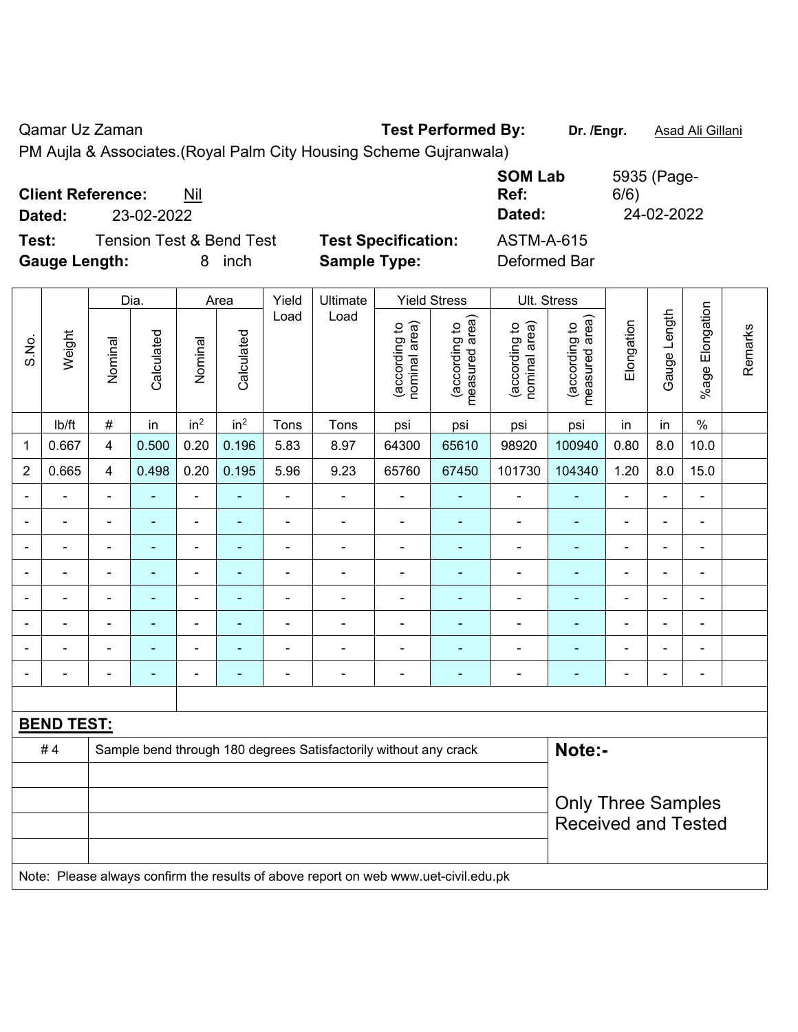Qamar Uz Zaman **Test Performed By:** **Dr. /Engr.** Asad Ali Gillani

PM Aujla & Associates.(Royal Palm City Housing Scheme Gujranwala)

**Client Reference:** Nil **SOM Lab Ref:** 5935 (Page-6/6)

**Dated:** 23-02-2022 **Dated:** 24-02-2022

**Test:** Tension Test & Bend Test **Test Specification:** ASTM-A-615

**Gauge Length:** 8 inch **Sample Type:** Deformed Bar

| S.No. | Weight | Dia. | | Area | | Yield Load | Ultimate Load | Yield Stress | | Ult. Stress | | Elongation | Gauge Length | %age Elongation | Remarks |
|---|---|---|---|---|---|---|---|---|---|---|---|---|---|---|---|
| | | Nominal | Calculated | Nominal | Calculated | | | (according to nominal area) | (according to measured area) | (according to nominal area) | (according to measured area) | | | | |
| | lb/ft | # | in | in² | in² | Tons | Tons | psi | psi | psi | psi | in | in | % | |
| 1 | 0.667 | 4 | 0.500 | 0.20 | 0.196 | 5.83 | 8.97 | 64300 | 65610 | 98920 | 100940 | 0.80 | 8.0 | 10.0 | |
| 2 | 0.665 | 4 | 0.498 | 0.20 | 0.195 | 5.96 | 9.23 | 65760 | 67450 | 101730 | 104340 | 1.20 | 8.0 | 15.0 | |
| - | - | - | - | - | - | - | - | - | - | - | - | - | - | - | |
| - | - | - | - | - | - | - | - | - | - | - | - | - | - | - | |
| - | - | - | - | - | - | - | - | - | - | - | - | - | - | - | |
| - | - | - | - | - | - | - | - | - | - | - | - | - | - | - | |
| - | - | - | - | - | - | - | - | - | - | - | - | - | - | - | |
| - | - | - | - | - | - | - | - | - | - | - | - | - | - | - | |
| - | - | - | - | - | - | - | - | - | - | - | - | - | - | - | |
| - | - | - | - | - | - | - | - | - | - | - | - | - | - | - | |

**BEND TEST:**

| | | |
|---|---|---|
| # 4 | Sample bend through 180 degrees Satisfactorily without any crack | **Note:-** Only Three Samples Received and Tested |

Note: Please always confirm the results of above report on web www.uet-civil.edu.pk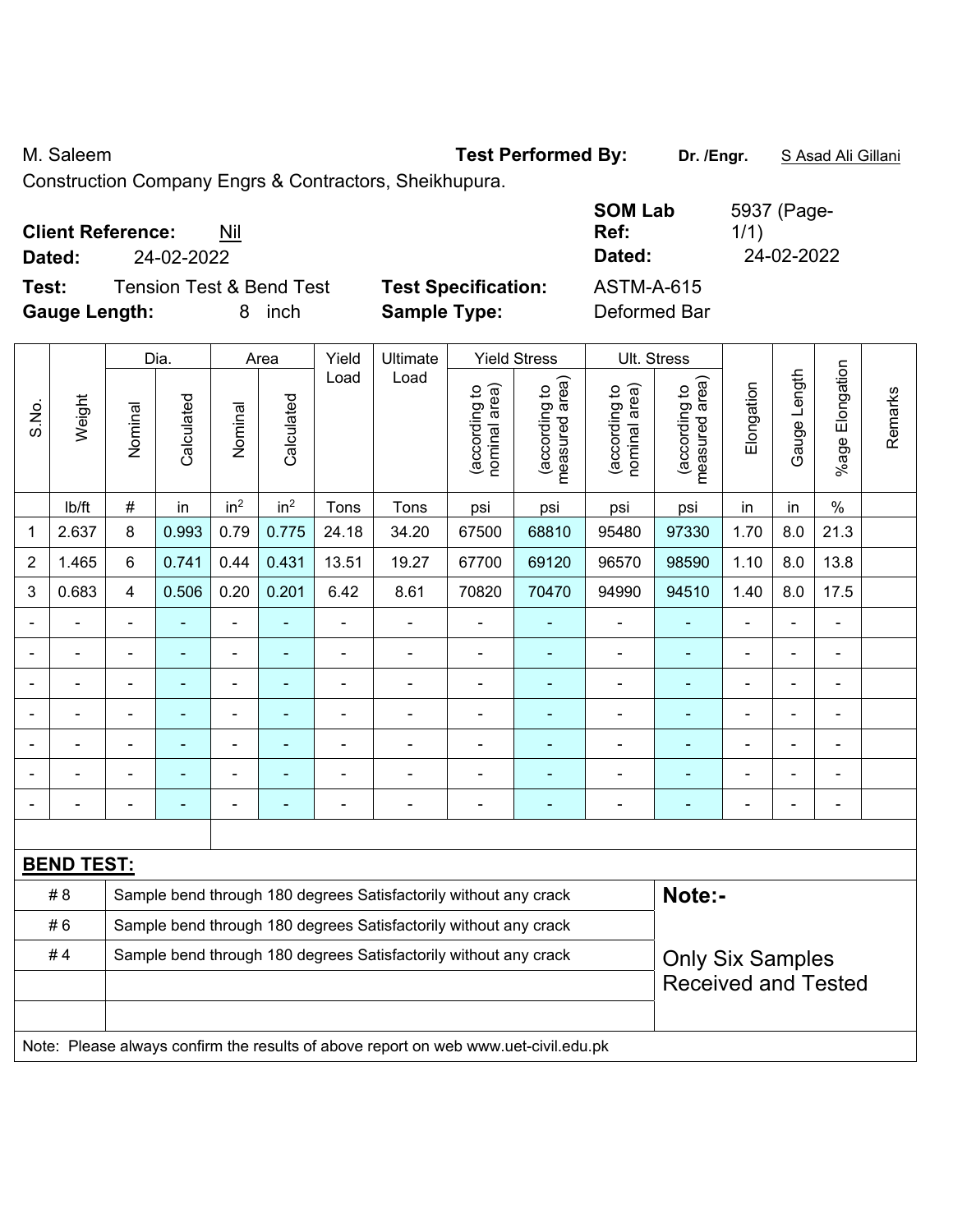M. Saleem

**Test Performed By:** **Dr. /Engr.** S Asad Ali Gillani

Construction Company Engrs & Contractors, Sheikhupura.

**Client Reference:** Nil

**Dated:** 24-02-2022

**SOM Lab Ref:** 5937 (Page-1/1)

**Dated:** 24-02-2022

**Test:** Tension Test & Bend Test

**Test Specification:** ASTM-A-615

**Gauge Length:** 8 inch

**Sample Type:** Deformed Bar

| S.No. | Weight | Dia. | | Area | | Yield Load | Ultimate Load | Yield Stress | | Ult. Stress | | Elongation | Gauge Length | %age Elongation | Remarks |
|---|---|---|---|---|---|---|---|---|---|---|---|---|---|---|---|
| | | Nominal | Calculated | Nominal | Calculated | | | (according to nominal area) | (according to measured area) | (according to nominal area) | (according to measured area) | | | | |
| | lb/ft | # | in | in$^2$ | in$^2$ | Tons | Tons | psi | psi | psi | psi | in | in | % | |
| 1 | 2.637 | 8 | 0.993 | 0.79 | 0.775 | 24.18 | 34.20 | 67500 | 68810 | 95480 | 97330 | 1.70 | 8.0 | 21.3 | |
| 2 | 1.465 | 6 | 0.741 | 0.44 | 0.431 | 13.51 | 19.27 | 67700 | 69120 | 96570 | 98590 | 1.10 | 8.0 | 13.8 | |
| 3 | 0.683 | 4 | 0.506 | 0.20 | 0.201 | 6.42 | 8.61 | 70820 | 70470 | 94990 | 94510 | 1.40 | 8.0 | 17.5 | |
| - | - | - | - | - | - | - | - | - | - | - | - | - | - | - | |
| - | - | - | - | - | - | - | - | - | - | - | - | - | - | - | |
| - | - | - | - | - | - | - | - | - | - | - | - | - | - | - | |
| - | - | - | - | - | - | - | - | - | - | - | - | - | - | - | |
| - | - | - | - | - | - | - | - | - | - | - | - | - | - | - | |
| - | - | - | - | - | - | - | - | - | - | - | - | - | - | - | |
| - | - | - | - | - | - | - | - | - | - | - | - | - | - | - | |

**BEND TEST:**

| | | |
|---|---|---|
| # 8 | Sample bend through 180 degrees Satisfactorily without any crack | **Note:-** |
| # 6 | Sample bend through 180 degrees Satisfactorily without any crack | |
| # 4 | Sample bend through 180 degrees Satisfactorily without any crack | Only Six Samples Received and Tested |

Note: Please always confirm the results of above report on web www.uet-civil.edu.pk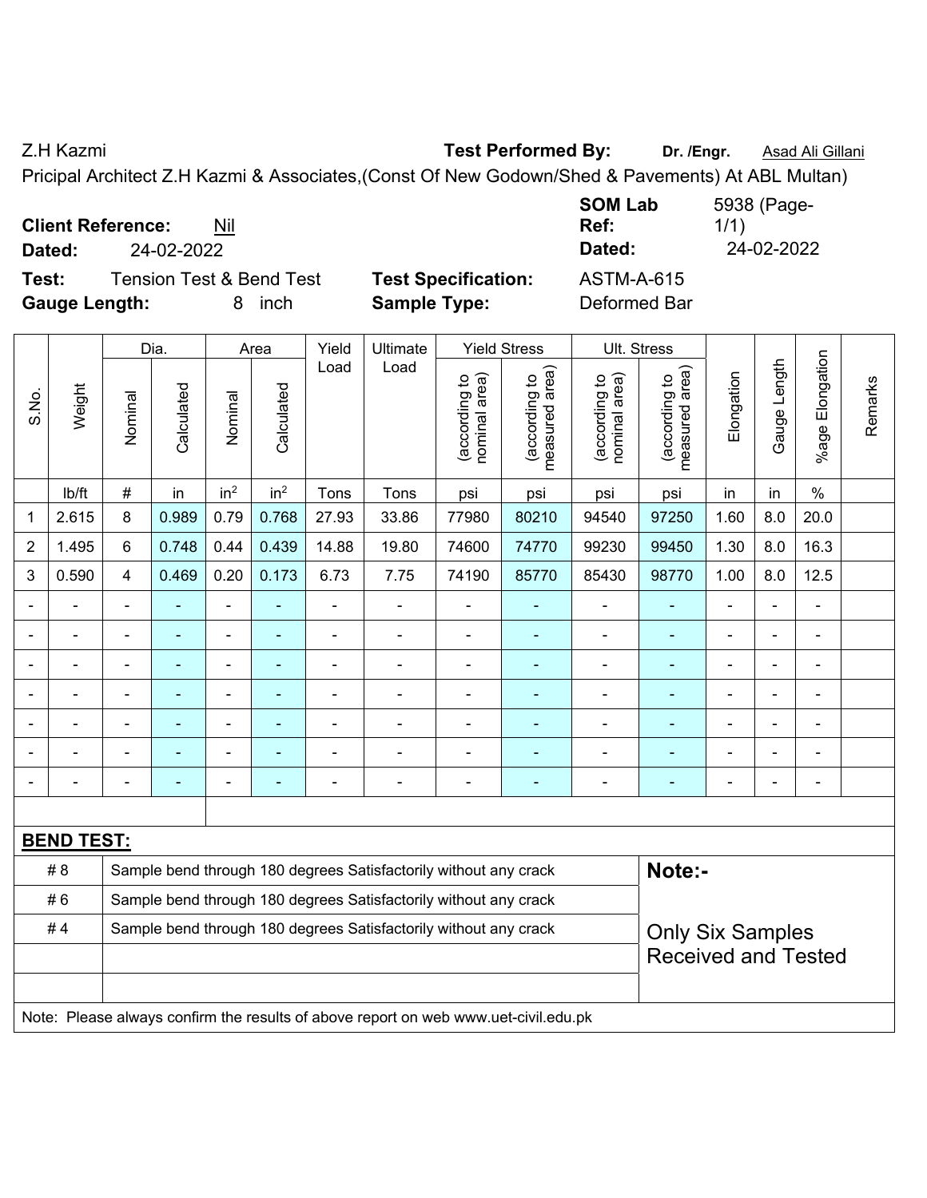Z.H Kazmi

**Test Performed By:** **Dr. /Engr.** Asad Ali Gillani

Pricipal Architect Z.H Kazmi & Associates,(Const Of New Godown/Shed & Pavements) At ABL Multan)

**Client Reference:** Nil

**Dated:** 24-02-2022

**SOM Lab Ref:** 5938 (Page-1/1)

**Dated:** 24-02-2022

**Test:** Tension Test & Bend Test

**Test Specification:** ASTM-A-615

**Gauge Length:** 8 inch

**Sample Type:** Deformed Bar

| S.No. | Weight | Dia. | | Area | | Yield Load | Ultimate Load | Yield Stress | | Ult. Stress | | Elongation | Gauge Length | %age Elongation | Remarks |
|---|---|---|---|---|---|---|---|---|---|---|---|---|---|---|---|
| | | Nominal | Calculated | Nominal | Calculated | | | (according to nominal area) | (according to measured area) | (according to nominal area) | (according to measured area) | | | | |
| | lb/ft | # | in | $in^2$ | $in^2$ | Tons | Tons | psi | psi | psi | psi | in | in | % | |
| 1 | 2.615 | 8 | 0.989 | 0.79 | 0.768 | 27.93 | 33.86 | 77980 | 80210 | 94540 | 97250 | 1.60 | 8.0 | 20.0 | |
| 2 | 1.495 | 6 | 0.748 | 0.44 | 0.439 | 14.88 | 19.80 | 74600 | 74770 | 99230 | 99450 | 1.30 | 8.0 | 16.3 | |
| 3 | 0.590 | 4 | 0.469 | 0.20 | 0.173 | 6.73 | 7.75 | 74190 | 85770 | 85430 | 98770 | 1.00 | 8.0 | 12.5 | |
| - | - | - | - | - | - | - | - | - | - | - | - | - | - | - | |
| - | - | - | - | - | - | - | - | - | - | - | - | - | - | - | |
| - | - | - | - | - | - | - | - | - | - | - | - | - | - | - | |
| - | - | - | - | - | - | - | - | - | - | - | - | - | - | - | |
| - | - | - | - | - | - | - | - | - | - | - | - | - | - | - | |
| - | - | - | - | - | - | - | - | - | - | - | - | - | - | - | |
| - | - | - | - | - | - | - | - | - | - | - | - | - | - | - | |

**BEND TEST:**

| | |
|---|---|
| # 8 | Sample bend through 180 degrees Satisfactorily without any crack |
| # 6 | Sample bend through 180 degrees Satisfactorily without any crack |
| # 4 | Sample bend through 180 degrees Satisfactorily without any crack |

**Note:-**

Only Six Samples Received and Tested

Note: Please always confirm the results of above report on web www.uet-civil.edu.pk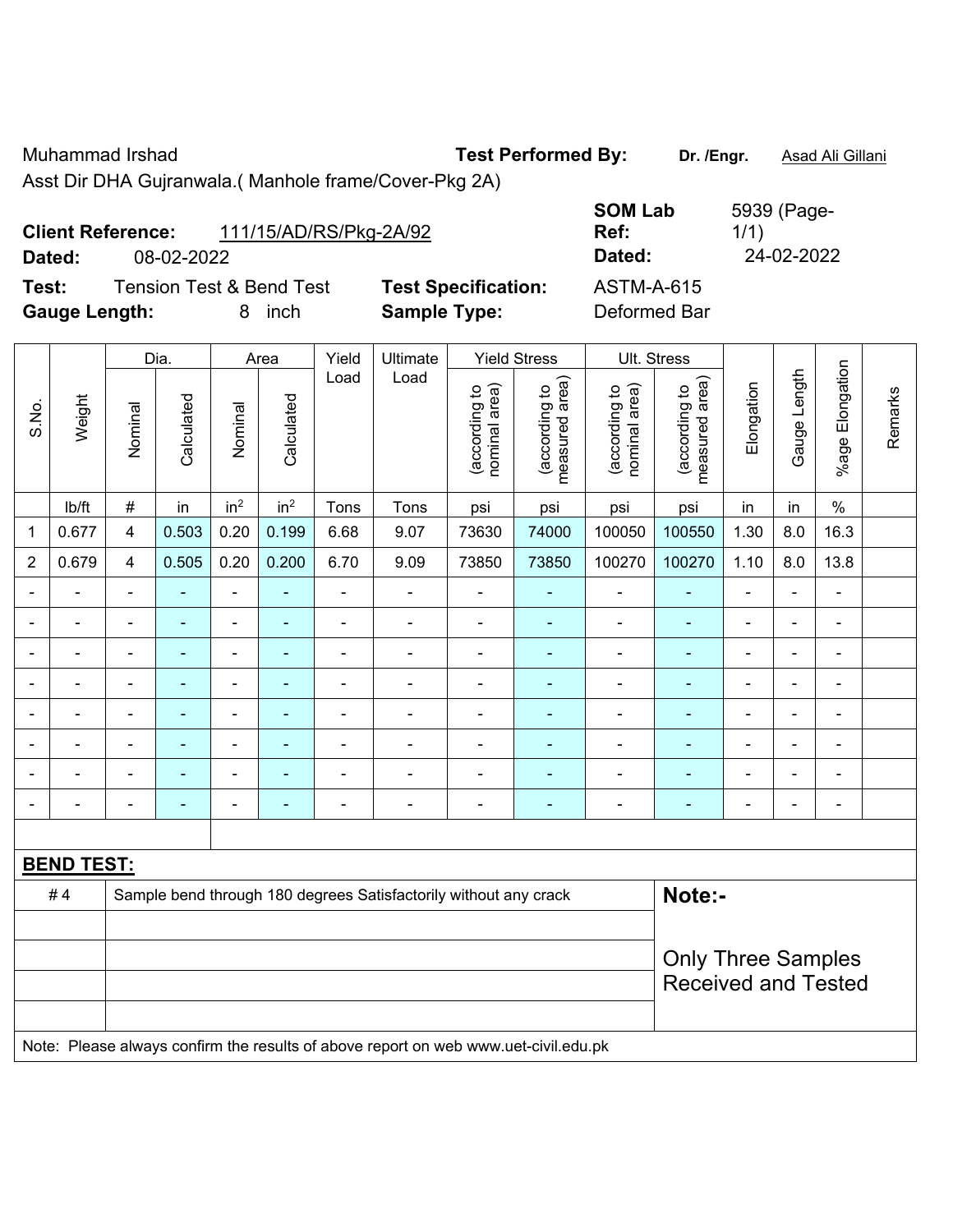Muhammad Irshad **Test Performed By:** **Dr. /Engr.** Asad Ali Gillani

Asst Dir DHA Gujranwala.( Manhole frame/Cover-Pkg 2A)

**Client Reference:** 111/15/AD/RS/Pkg-2A/92 **SOM Lab Ref:** 5939 (Page-1/1)

**Dated:** 08-02-2022 **Dated:** 24-02-2022

**Test:** Tension Test & Bend Test **Test Specification:** ASTM-A-615

**Gauge Length:** 8 inch **Sample Type:** Deformed Bar

| S.No. | Weight | Dia. | | Area | | Yield Load | Ultimate Load | Yield Stress | | Ult. Stress | | Elongation | Gauge Length | %age Elongation | Remarks |
|---|---|---|---|---|---|---|---|---|---|---|---|---|---|---|---|
| | | Nominal | Calculated | Nominal | Calculated | | | (according to nominal area) | (according to measured area) | (according to nominal area) | (according to measured area) | | | | |
| | lb/ft | # | in | in² | in² | Tons | Tons | psi | psi | psi | psi | in | in | % | |
| 1 | 0.677 | 4 | 0.503 | 0.20 | 0.199 | 6.68 | 9.07 | 73630 | 74000 | 100050 | 100550 | 1.30 | 8.0 | 16.3 | |
| 2 | 0.679 | 4 | 0.505 | 0.20 | 0.200 | 6.70 | 9.09 | 73850 | 73850 | 100270 | 100270 | 1.10 | 8.0 | 13.8 | |
| - | - | - | - | - | - | - | - | - | - | - | - | - | - | - | |
| - | - | - | - | - | - | - | - | - | - | - | - | - | - | - | |
| - | - | - | - | - | - | - | - | - | - | - | - | - | - | - | |
| - | - | - | - | - | - | - | - | - | - | - | - | - | - | - | |
| - | - | - | - | - | - | - | - | - | - | - | - | - | - | - | |
| - | - | - | - | - | - | - | - | - | - | - | - | - | - | - | |
| - | - | - | - | - | - | - | - | - | - | - | - | - | - | - | |
| - | - | - | - | - | - | - | - | - | - | - | - | - | - | - | |

**BEND TEST:**

| | | |
|---|---|---|
| # 4 | Sample bend through 180 degrees Satisfactorily without any crack | **Note:-** |
| | | Only Three Samples Received and Tested |

Note: Please always confirm the results of above report on web www.uet-civil.edu.pk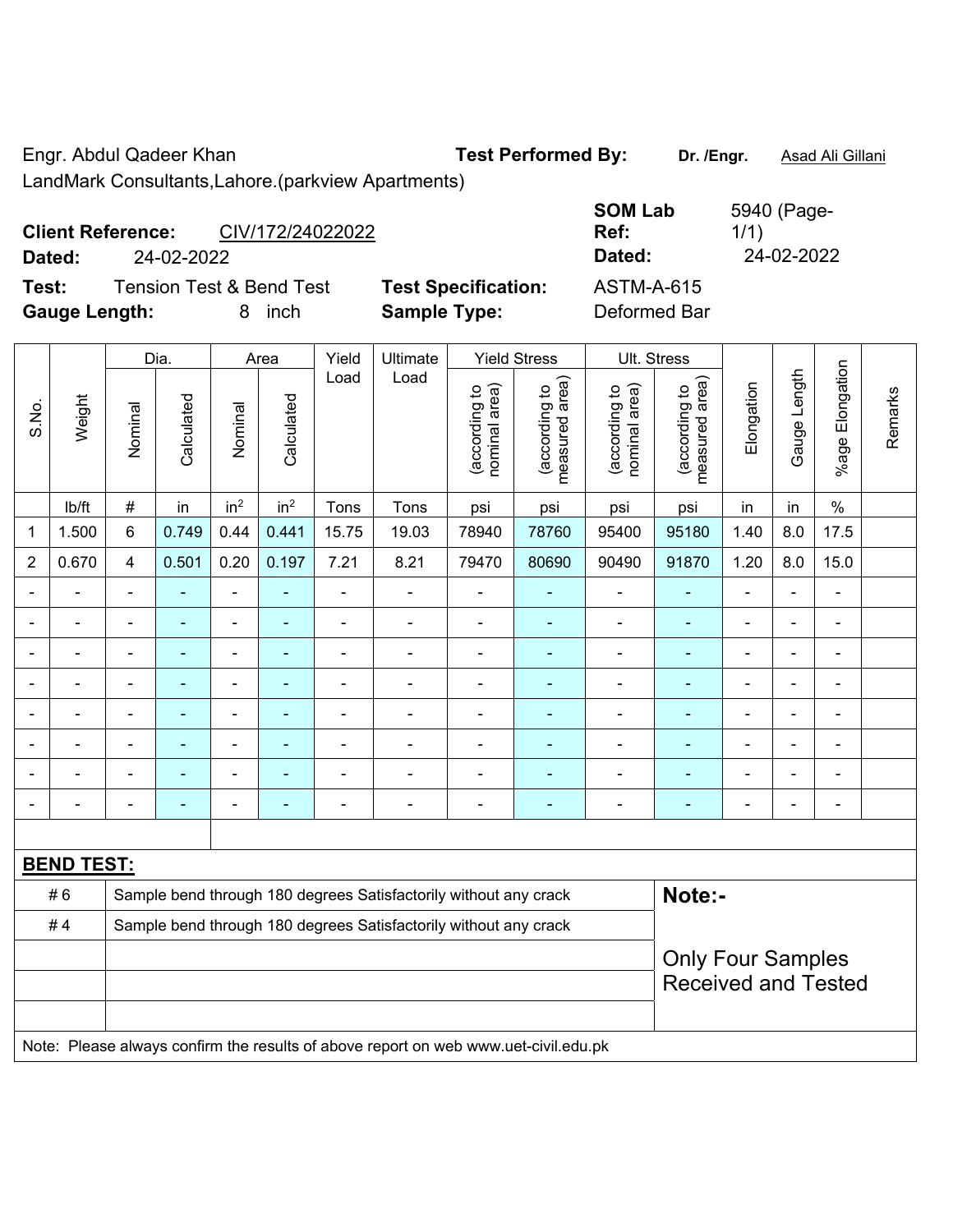Engr. Abdul Qadeer Khan

LandMark Consultants,Lahore.(parkview Apartments)

**Test Performed By:** **Dr. /Engr.** Asad Ali Gillani

**Client Reference:** CIV/172/24022022

**Dated:** 24-02-2022

**SOM Lab Ref:** 5940 (Page-1/1)

**Dated:** 24-02-2022

**Test:** Tension Test & Bend Test

**Gauge Length:** 8 inch

**Test Specification:** ASTM-A-615

**Sample Type:** Deformed Bar

| S.No. | Weight | Dia. | | Area | | Yield Load | Ultimate Load | Yield Stress | | Ult. Stress | | Elongation | Gauge Length | %age Elongation | Remarks |
|---|---|---|---|---|---|---|---|---|---|---|---|---|---|---|---|
| | | Nominal | Calculated | Nominal | Calculated | | | (according to nominal area) | (according to measured area) | (according to nominal area) | (according to measured area) | | | | |
| | lb/ft | # | in | in$^2$ | in$^2$ | Tons | Tons | psi | psi | psi | psi | in | in | % | |
| 1 | 1.500 | 6 | 0.749 | 0.44 | 0.441 | 15.75 | 19.03 | 78940 | 78760 | 95400 | 95180 | 1.40 | 8.0 | 17.5 | |
| 2 | 0.670 | 4 | 0.501 | 0.20 | 0.197 | 7.21 | 8.21 | 79470 | 80690 | 90490 | 91870 | 1.20 | 8.0 | 15.0 | |
| - | - | - | - | - | - | - | - | - | - | - | - | - | - | - | |
| - | - | - | - | - | - | - | - | - | - | - | - | - | - | - | |
| - | - | - | - | - | - | - | - | - | - | - | - | - | - | - | |
| - | - | - | - | - | - | - | - | - | - | - | - | - | - | - | |
| - | - | - | - | - | - | - | - | - | - | - | - | - | - | - | |
| - | - | - | - | - | - | - | - | - | - | - | - | - | - | - | |
| - | - | - | - | - | - | - | - | - | - | - | - | - | - | - | |
| - | - | - | - | - | - | - | - | - | - | - | - | - | - | - | |

**BEND TEST:**

| | | |
|---|---|---|
| # 6 | Sample bend through 180 degrees Satisfactorily without any crack | **Note:-** |
| # 4 | Sample bend through 180 degrees Satisfactorily without any crack | Only Four Samples Received and Tested |

Note: Please always confirm the results of above report on web www.uet-civil.edu.pk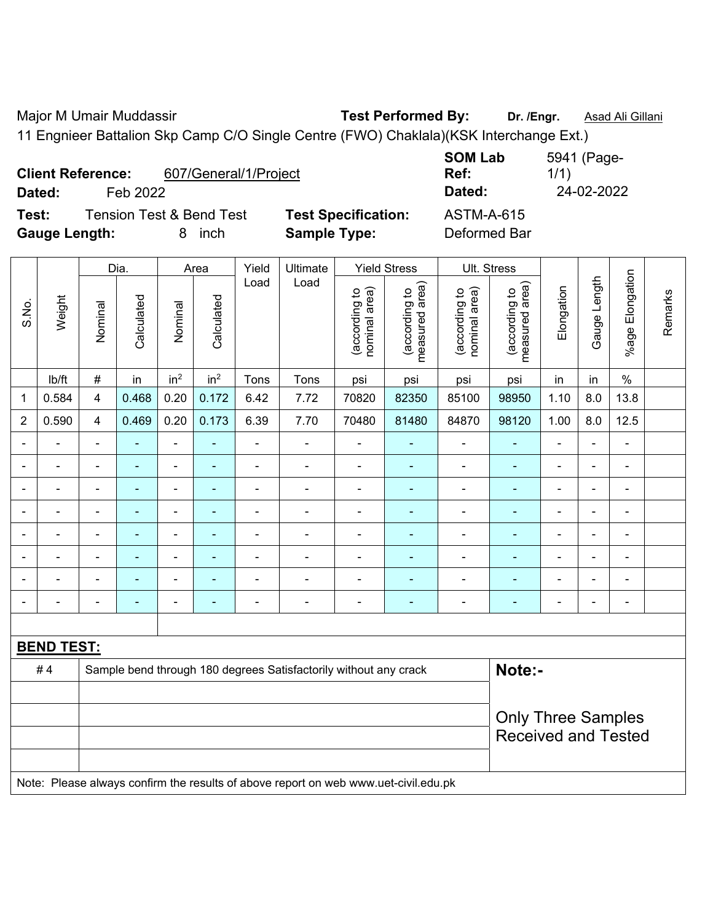Major M Umair Muddassir **Test Performed By:** **Dr. /Engr.** Asad Ali Gillani

11 Engnieer Battalion Skp Camp C/O Single Centre (FWO) Chaklala)(KSK Interchange Ext.)

**Client Reference:** 607/General/1/Project **SOM Lab Ref:** 5941 (Page-1/1)

**Dated:** Feb 2022 **Dated:** 24-02-2022

**Test:** Tension Test & Bend Test **Test Specification:** ASTM-A-615

**Gauge Length:** 8 inch **Sample Type:** Deformed Bar

| S.No. | Weight | Dia. | | Area | | Yield Load | Ultimate Load | Yield Stress | | Ult. Stress | | Elongation | Gauge Length | %age Elongation | Remarks |
|---|---|---|---|---|---|---|---|---|---|---|---|---|---|---|---|
| | | Nominal | Calculated | Nominal | Calculated | | | (according to nominal area) | (according to measured area) | (according to nominal area) | (according to measured area) | | | | |
| | lb/ft | # | in | $in^2$ | $in^2$ | Tons | Tons | psi | psi | psi | psi | in | in | % | |
| 1 | 0.584 | 4 | 0.468 | 0.20 | 0.172 | 6.42 | 7.72 | 70820 | 82350 | 85100 | 98950 | 1.10 | 8.0 | 13.8 | |
| 2 | 0.590 | 4 | 0.469 | 0.20 | 0.173 | 6.39 | 7.70 | 70480 | 81480 | 84870 | 98120 | 1.00 | 8.0 | 12.5 | |
| - | - | - | - | - | - | - | - | - | - | - | - | - | - | - | |
| - | - | - | - | - | - | - | - | - | - | - | - | - | - | - | |
| - | - | - | - | - | - | - | - | - | - | - | - | - | - | - | |
| - | - | - | - | - | - | - | - | - | - | - | - | - | - | - | |
| - | - | - | - | - | - | - | - | - | - | - | - | - | - | - | |
| - | - | - | - | - | - | - | - | - | - | - | - | - | - | - | |
| - | - | - | - | - | - | - | - | - | - | - | - | - | - | - | |
| - | - | - | - | - | - | - | - | - | - | - | - | - | - | - | |

**BEND TEST:**

| | | |
|---|---|---|
| # 4 | Sample bend through 180 degrees Satisfactorily without any crack | **Note:-** |
| | | Only Three Samples Received and Tested |

Note: Please always confirm the results of above report on web www.uet-civil.edu.pk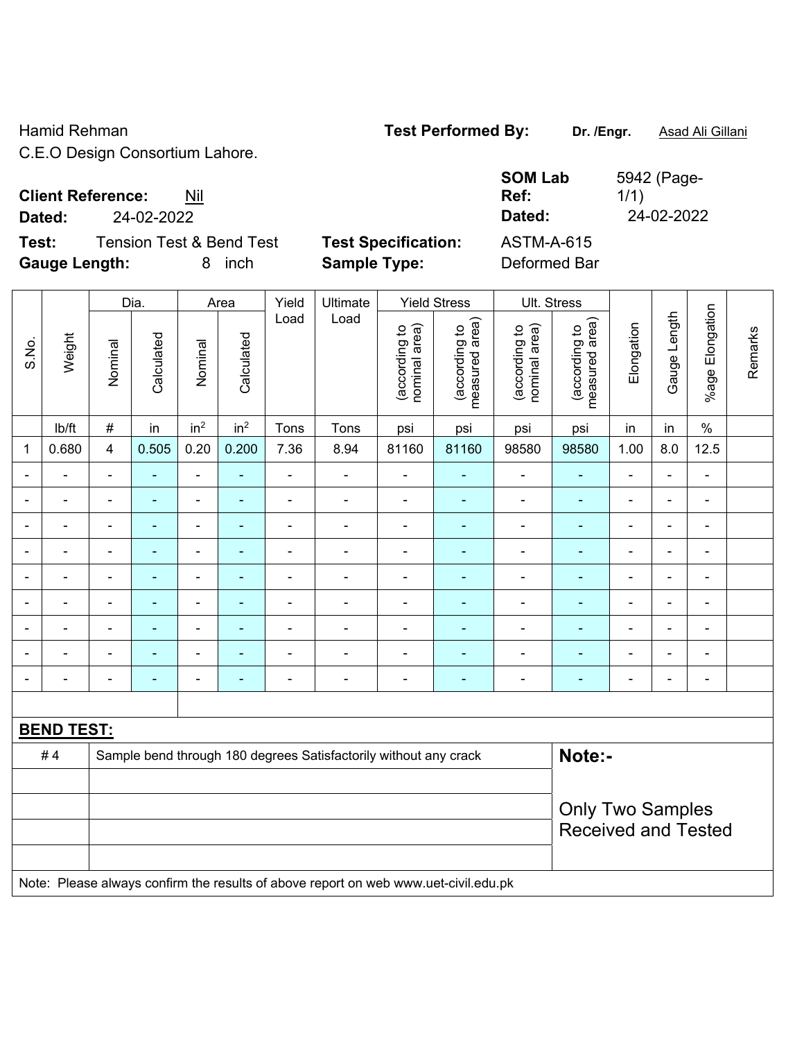Hamid Rehman

C.E.O Design Consortium Lahore.

**Test Performed By:** **Dr. /Engr.** Asad Ali Gillani

**Client Reference:** Nil

**Dated:** 24-02-2022

**SOM Lab Ref:** 5942 (Page-1/1)

**Dated:** 24-02-2022

**Test:** Tension Test & Bend Test

**Test Specification:** ASTM-A-615

**Gauge Length:** 8 inch

**Sample Type:** Deformed Bar

| S.No. | Weight | Dia. | | Area | | Yield Load | Ultimate Load | Yield Stress | | Ult. Stress | | Elongation | Gauge Length | %age Elongation | Remarks |
|---|---|---|---|---|---|---|---|---|---|---|---|---|---|---|---|
| | | Nominal | Calculated | Nominal | Calculated | | | (according to nominal area) | (according to measured area) | (according to nominal area) | (according to measured area) | | | | |
| | lb/ft | # | in | in² | in² | Tons | Tons | psi | psi | psi | psi | in | in | % | |
| 1 | 0.680 | 4 | 0.505 | 0.20 | 0.200 | 7.36 | 8.94 | 81160 | 81160 | 98580 | 98580 | 1.00 | 8.0 | 12.5 | |
| - | - | - | - | - | - | - | - | - | - | - | - | - | - | - | |
| - | - | - | - | - | - | - | - | - | - | - | - | - | - | - | |
| - | - | - | - | - | - | - | - | - | - | - | - | - | - | - | |
| - | - | - | - | - | - | - | - | - | - | - | - | - | - | - | |
| - | - | - | - | - | - | - | - | - | - | - | - | - | - | - | |
| - | - | - | - | - | - | - | - | - | - | - | - | - | - | - | |
| - | - | - | - | - | - | - | - | - | - | - | - | - | - | - | |
| - | - | - | - | - | - | - | - | - | - | - | - | - | - | - | |
| - | - | - | - | - | - | - | - | - | - | - | - | - | - | - | |

**BEND TEST:**

| | | |
|---|---|---|
| # 4 | Sample bend through 180 degrees Satisfactorily without any crack | **Note:-** |
| | | Only Two Samples Received and Tested |
| | | |
| | | |
| | | |

Note: Please always confirm the results of above report on web www.uet-civil.edu.pk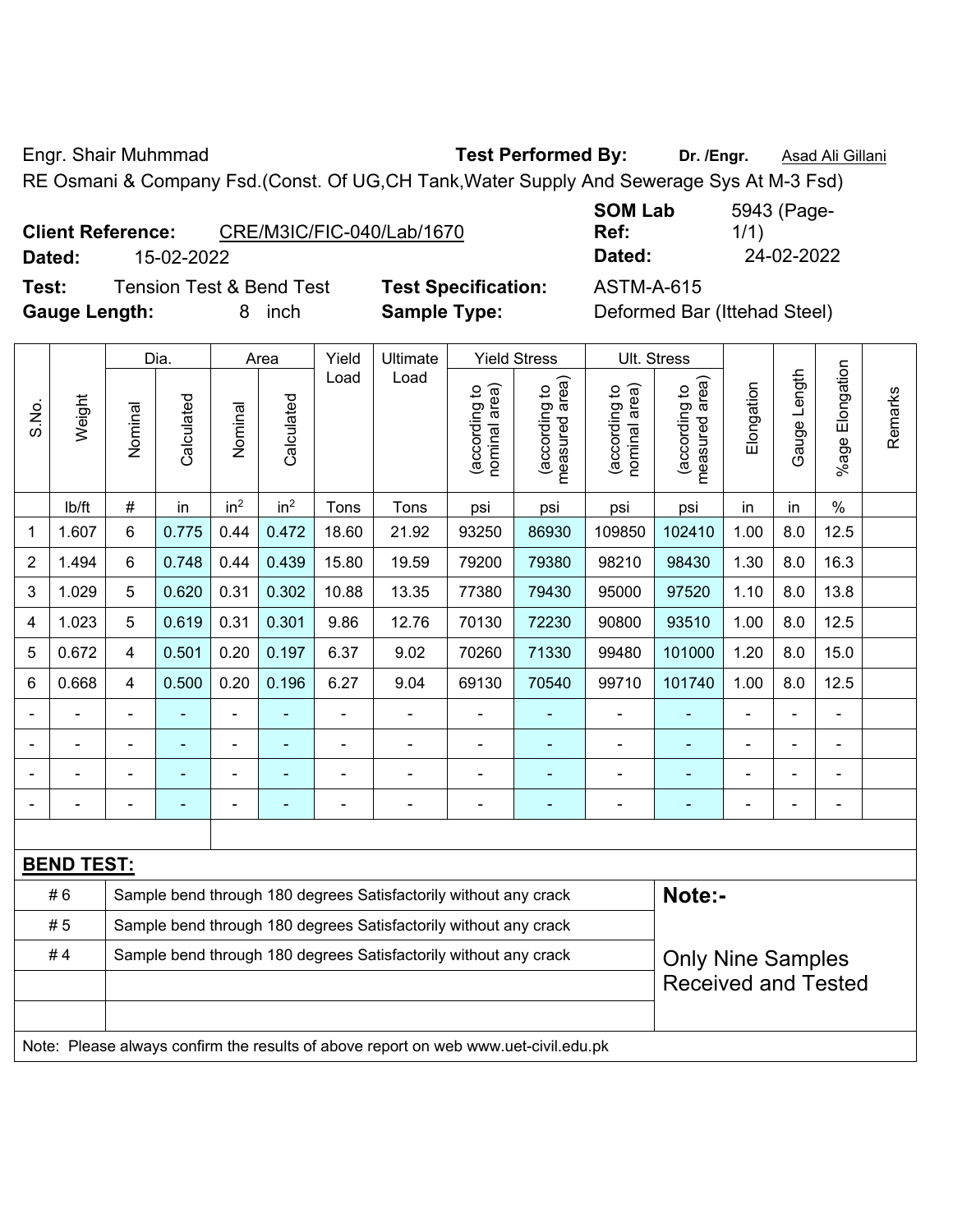Engr. Shair Muhmmad **Test Performed By:** **Dr. /Engr.** Asad Ali Gillani

RE Osmani & Company Fsd.(Const. Of UG,CH Tank,Water Supply And Sewerage Sys At M-3 Fsd)

**Client Reference:** CRE/M3IC/FIC-040/Lab/1670 **SOM Lab Ref:** 5943 (Page-1/1)

**Dated:** 15-02-2022 **Dated:** 24-02-2022

**Test:** Tension Test & Bend Test **Test Specification:** ASTM-A-615

**Gauge Length:** 8 inch **Sample Type:** Deformed Bar (Ittehad Steel)

| S.No. | Weight | Dia. | | Area | | Yield Load | Ultimate Load | Yield Stress | | Ult. Stress | | Elongation | Gauge Length | %age Elongation | Remarks |
|---|---|---|---|---|---|---|---|---|---|---|---|---|---|---|---|
| | | Nominal | Calculated | Nominal | Calculated | | | (according to nominal area) | (according to measured area) | (according to nominal area) | (according to measured area) | | | | |
| | lb/ft | # | in | in² | in² | Tons | Tons | psi | psi | psi | psi | in | in | % | |
| 1 | 1.607 | 6 | 0.775 | 0.44 | 0.472 | 18.60 | 21.92 | 93250 | 86930 | 109850 | 102410 | 1.00 | 8.0 | 12.5 | |
| 2 | 1.494 | 6 | 0.748 | 0.44 | 0.439 | 15.80 | 19.59 | 79200 | 79380 | 98210 | 98430 | 1.30 | 8.0 | 16.3 | |
| 3 | 1.029 | 5 | 0.620 | 0.31 | 0.302 | 10.88 | 13.35 | 77380 | 79430 | 95000 | 97520 | 1.10 | 8.0 | 13.8 | |
| 4 | 1.023 | 5 | 0.619 | 0.31 | 0.301 | 9.86 | 12.76 | 70130 | 72230 | 90800 | 93510 | 1.00 | 8.0 | 12.5 | |
| 5 | 0.672 | 4 | 0.501 | 0.20 | 0.197 | 6.37 | 9.02 | 70260 | 71330 | 99480 | 101000 | 1.20 | 8.0 | 15.0 | |
| 6 | 0.668 | 4 | 0.500 | 0.20 | 0.196 | 6.27 | 9.04 | 69130 | 70540 | 99710 | 101740 | 1.00 | 8.0 | 12.5 | |
| - | - | - | - | - | - | - | - | - | - | - | - | - | - | - | |
| - | - | - | - | - | - | - | - | - | - | - | - | - | - | - | |
| - | - | - | - | - | - | - | - | - | - | - | - | - | - | - | |
| - | - | - | - | - | - | - | - | - | - | - | - | - | - | - | |

**BEND TEST:**

| Bar | Result |
|---|---|
| # 6 | Sample bend through 180 degrees Satisfactorily without any crack |
| # 5 | Sample bend through 180 degrees Satisfactorily without any crack |
| # 4 | Sample bend through 180 degrees Satisfactorily without any crack |

**Note:-**

Only Nine Samples Received and Tested

Note: Please always confirm the results of above report on web www.uet-civil.edu.pk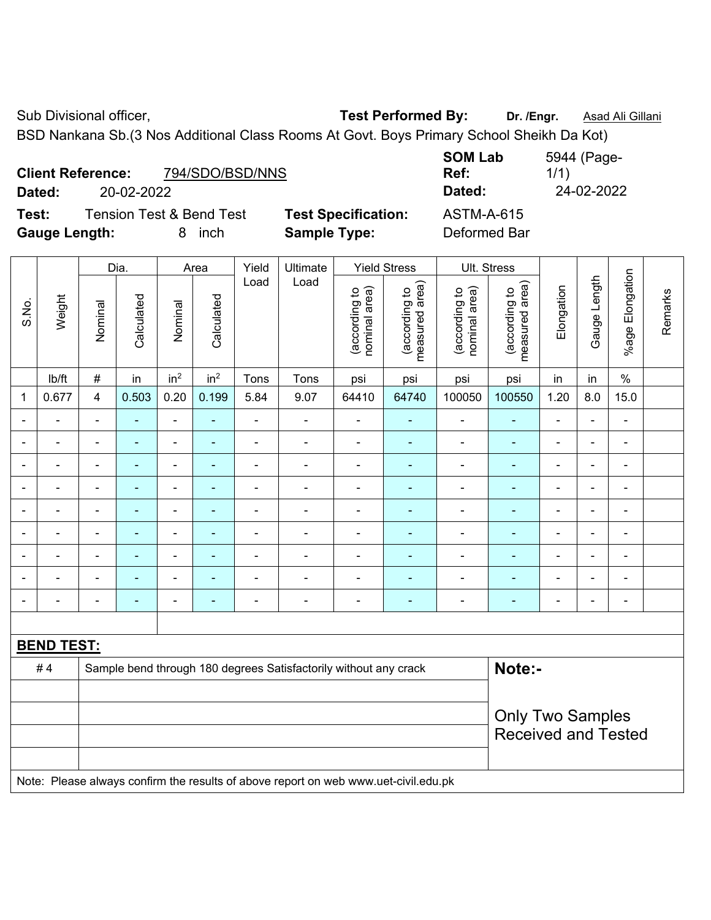Sub Divisional officer, **Test Performed By:** **Dr. /Engr.** Asad Ali Gillani

BSD Nankana Sb.(3 Nos Additional Class Rooms At Govt. Boys Primary School Sheikh Da Kot)

**Client Reference:** 794/SDO/BSD/NNS **SOM Lab Ref:** 5944 (Page-1/1)

**Dated:** 20-02-2022 **Dated:** 24-02-2022

**Test:** Tension Test & Bend Test **Test Specification:** ASTM-A-615

**Gauge Length:** 8 inch **Sample Type:** Deformed Bar

| S.No. | Weight | Dia. | | Area | | Yield Load | Ultimate Load | Yield Stress | | Ult. Stress | | Elongation | Gauge Length | %age Elongation | Remarks |
|---|---|---|---|---|---|---|---|---|---|---|---|---|---|---|---|
| | | Nominal | Calculated | Nominal | Calculated | | | (according to nominal area) | (according to measured area) | (according to nominal area) | (according to measured area) | | | | |
| | lb/ft | # | in | in$^2$ | in$^2$ | Tons | Tons | psi | psi | psi | psi | in | in | % | |
| 1 | 0.677 | 4 | 0.503 | 0.20 | 0.199 | 5.84 | 9.07 | 64410 | 64740 | 100050 | 100550 | 1.20 | 8.0 | 15.0 | |
| - | - | - | - | - | - | - | - | - | - | - | - | - | - | - | |
| - | - | - | - | - | - | - | - | - | - | - | - | - | - | - | |
| - | - | - | - | - | - | - | - | - | - | - | - | - | - | - | |
| - | - | - | - | - | - | - | - | - | - | - | - | - | - | - | |
| - | - | - | - | - | - | - | - | - | - | - | - | - | - | - | |
| - | - | - | - | - | - | - | - | - | - | - | - | - | - | - | |
| - | - | - | - | - | - | - | - | - | - | - | - | - | - | - | |
| - | - | - | - | - | - | - | - | - | - | - | - | - | - | - | |
| - | - | - | - | - | - | - | - | - | - | - | - | - | - | - | |

**BEND TEST:**

| | | |
|---|---|---|
| # 4 | Sample bend through 180 degrees Satisfactorily without any crack | **Note:-** |
| | | Only Two Samples Received and Tested |

Note: Please always confirm the results of above report on web www.uet-civil.edu.pk